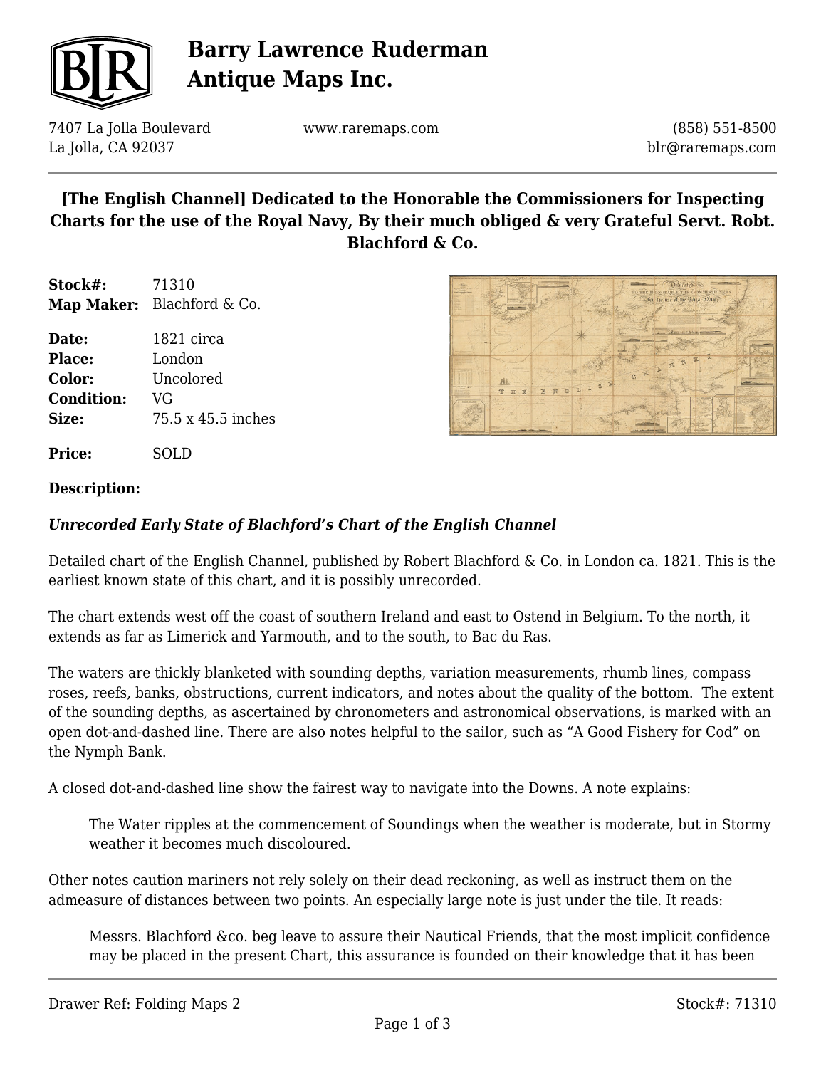# Barry Lawrence Ruderman Antique Maps Inc.

7407 La Jolla Boulevard
La Jolla, CA 92037

www.raremaps.com

(858) 551-8500
blr@raremaps.com

## [The English Channel] Dedicated to the Honorable the Commissioners for Inspecting Charts for the use of the Royal Navy, By their much obliged & very Grateful Servt. Robt. Blachford & Co.

**Stock#:** 71310
**Map Maker:** Blachford & Co.

**Date:** 1821 circa
**Place:** London
**Color:** Uncolored
**Condition:** VG
**Size:** 75.5 x 45.5 inches

**Price:** SOLD

**Description:**

***Unrecorded Early State of Blachford's Chart of the English Channel***

Detailed chart of the English Channel, published by Robert Blachford & Co. in London ca. 1821. This is the earliest known state of this chart, and it is possibly unrecorded.

The chart extends west off the coast of southern Ireland and east to Ostend in Belgium. To the north, it extends as far as Limerick and Yarmouth, and to the south, to Bac du Ras.

The waters are thickly blanketed with sounding depths, variation measurements, rhumb lines, compass roses, reefs, banks, obstructions, current indicators, and notes about the quality of the bottom. The extent of the sounding depths, as ascertained by chronometers and astronomical observations, is marked with an open dot-and-dashed line. There are also notes helpful to the sailor, such as "A Good Fishery for Cod" on the Nymph Bank.

A closed dot-and-dashed line show the fairest way to navigate into the Downs. A note explains:

> The Water ripples at the commencement of Soundings when the weather is moderate, but in Stormy weather it becomes much discoloured.

Other notes caution mariners not rely solely on their dead reckoning, as well as instruct them on the admeasure of distances between two points. An especially large note is just under the tile. It reads:

> Messrs. Blachford &co. beg leave to assure their Nautical Friends, that the most implicit confidence may be placed in the present Chart, this assurance is founded on their knowledge that it has been

Drawer Ref: Folding Maps 2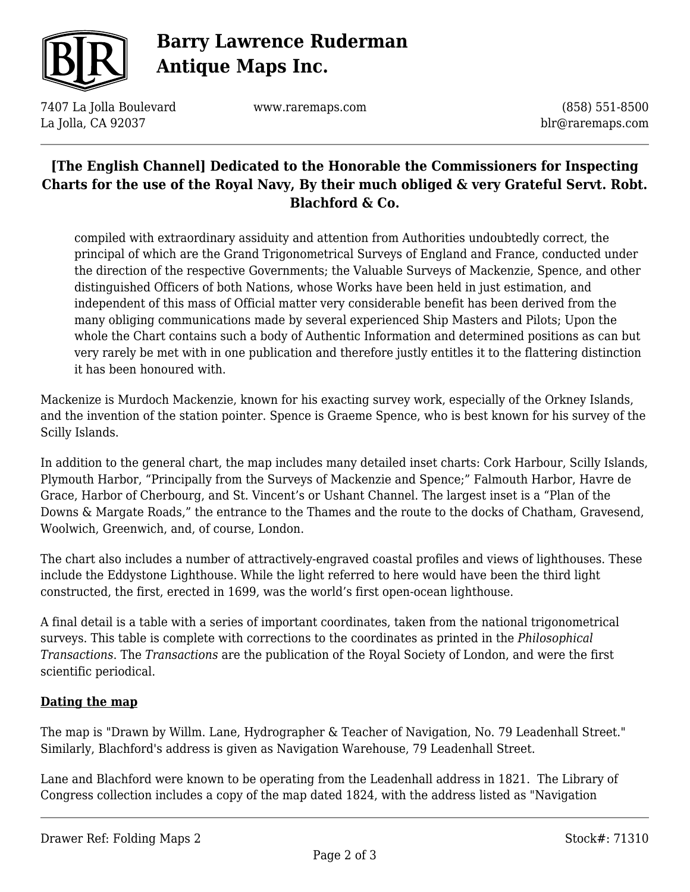# [The English Channel] Dedicated to the Honorable the Commissioners for Inspecting Charts for the use of the Royal Navy, By their much obliged & very Grateful Servt. Robt. Blachford & Co.

> compiled with extraordinary assiduity and attention from Authorities undoubtedly correct, the principal of which are the Grand Trigonometrical Surveys of England and France, conducted under the direction of the respective Governments; the Valuable Surveys of Mackenzie, Spence, and other distinguished Officers of both Nations, whose Works have been held in just estimation, and independent of this mass of Official matter very considerable benefit has been derived from the many obliging communications made by several experienced Ship Masters and Pilots; Upon the whole the Chart contains such a body of Authentic Information and determined positions as can but very rarely be met with in one publication and therefore justly entitles it to the flattering distinction it has been honoured with.

Mackenize is Murdoch Mackenzie, known for his exacting survey work, especially of the Orkney Islands, and the invention of the station pointer. Spence is Graeme Spence, who is best known for his survey of the Scilly Islands.

In addition to the general chart, the map includes many detailed inset charts: Cork Harbour, Scilly Islands, Plymouth Harbor, "Principally from the Surveys of Mackenzie and Spence;" Falmouth Harbor, Havre de Grace, Harbor of Cherbourg, and St. Vincent's or Ushant Channel. The largest inset is a "Plan of the Downs & Margate Roads," the entrance to the Thames and the route to the docks of Chatham, Gravesend, Woolwich, Greenwich, and, of course, London.

The chart also includes a number of attractively-engraved coastal profiles and views of lighthouses. These include the Eddystone Lighthouse. While the light referred to here would have been the third light constructed, the first, erected in 1699, was the world's first open-ocean lighthouse.

A final detail is a table with a series of important coordinates, taken from the national trigonometrical surveys. This table is complete with corrections to the coordinates as printed in the *Philosophical Transactions*. The *Transactions* are the publication of the Royal Society of London, and were the first scientific periodical.

**Dating the map**

The map is "Drawn by Willm. Lane, Hydrographer & Teacher of Navigation, No. 79 Leadenhall Street." Similarly, Blachford's address is given as Navigation Warehouse, 79 Leadenhall Street.

Lane and Blachford were known to be operating from the Leadenhall address in 1821. The Library of Congress collection includes a copy of the map dated 1824, with the address listed as "Navigation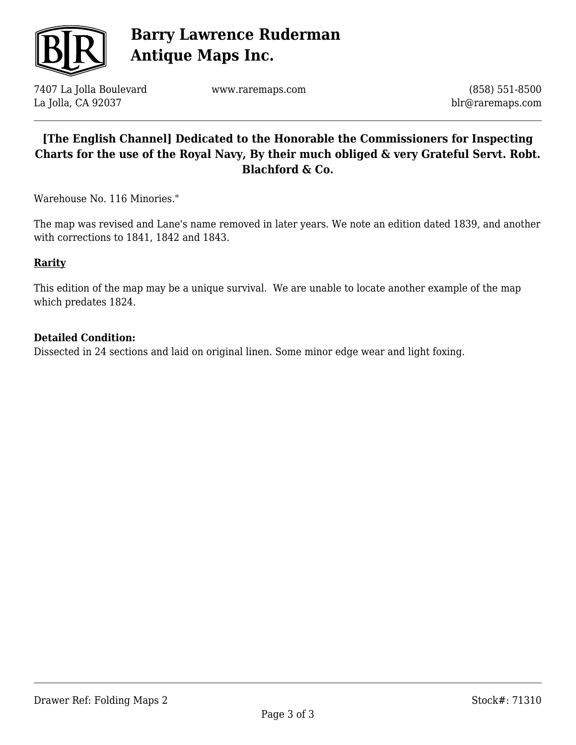**[The English Channel] Dedicated to the Honorable the Commissioners for Inspecting Charts for the use of the Royal Navy, By their much obliged & very Grateful Servt. Robt. Blachford & Co.**

Warehouse No. 116 Minories."

The map was revised and Lane's name removed in later years. We note an edition dated 1839, and another with corrections to 1841, 1842 and 1843.

## Rarity

This edition of the map may be a unique survival. We are unable to locate another example of the map which predates 1824.

**Detailed Condition:**
Dissected in 24 sections and laid on original linen. Some minor edge wear and light foxing.

Drawer Ref: Folding Maps 2

Stock#: 71310